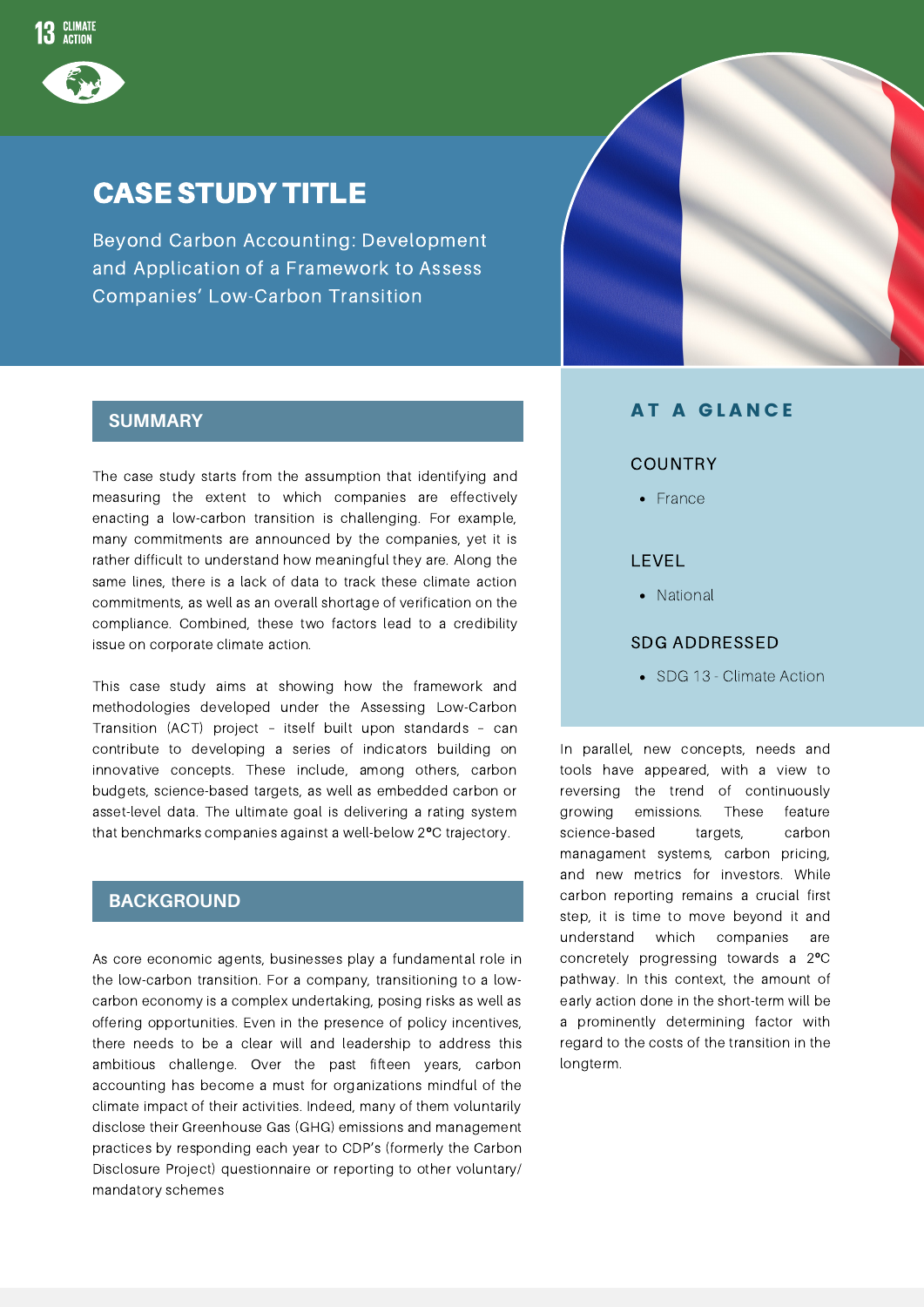13 CLIMATE ACTION

# CASE STUDY TITLE

Beyond Carbon Accounting: Development and Application of a Framework to Assess Companies' Low-Carbon Transition

## SUMMARY

The case study starts from the assumption that identifying and measuring the extent to which companies are effectively enacting a low-carbon transition is challenging. For example, many commitments are announced by the companies, yet it is rather difficult to understand how meaningful they are. Along the same lines, there is a lack of data to track these climate action commitments, as well as an overall shortage of verification on the compliance. Combined, these two factors lead to a credibility issue on corporate climate action.

This case study aims at showing how the framework and methodologies developed under the Assessing Low-Carbon Transition (ACT) project – itself built upon standards – can contribute to developing a series of indicators building on innovative concepts. These include, among others, carbon budgets, science-based targets, as well as embedded carbon or asset-level data. The ultimate goal is delivering a rating system that benchmarks companies against a well-below 2°C trajectory.

## BACKGROUND

As core economic agents, businesses play a fundamental role in the low-carbon transition. For a company, transitioning to a low-carbon economy is a complex undertaking, posing risks as well as offering opportunities. Even in the presence of policy incentives, there needs to be a clear will and leadership to address this ambitious challenge. Over the past fifteen years, carbon accounting has become a must for organizations mindful of the climate impact of their activities. Indeed, many of them voluntarily disclose their Greenhouse Gas (GHG) emissions and management practices by responding each year to CDP's (formerly the Carbon Disclosure Project) questionnaire or reporting to other voluntary/ mandatory schemes

In parallel, new concepts, needs and tools have appeared, with a view to reversing the trend of continuously growing emissions. These feature science-based targets, carbon managament systems, carbon pricing, and new metrics for investors. While carbon reporting remains a crucial first step, it is time to move beyond it and understand which companies are concretely progressing towards a 2°C pathway. In this context, the amount of early action done in the short-term will be a prominently determining factor with regard to the costs of the transition in the longterm.

## AT A GLANCE

### COUNTRY

- France

### LEVEL

- National

### SDG ADDRESSED

- SDG 13 - Climate Action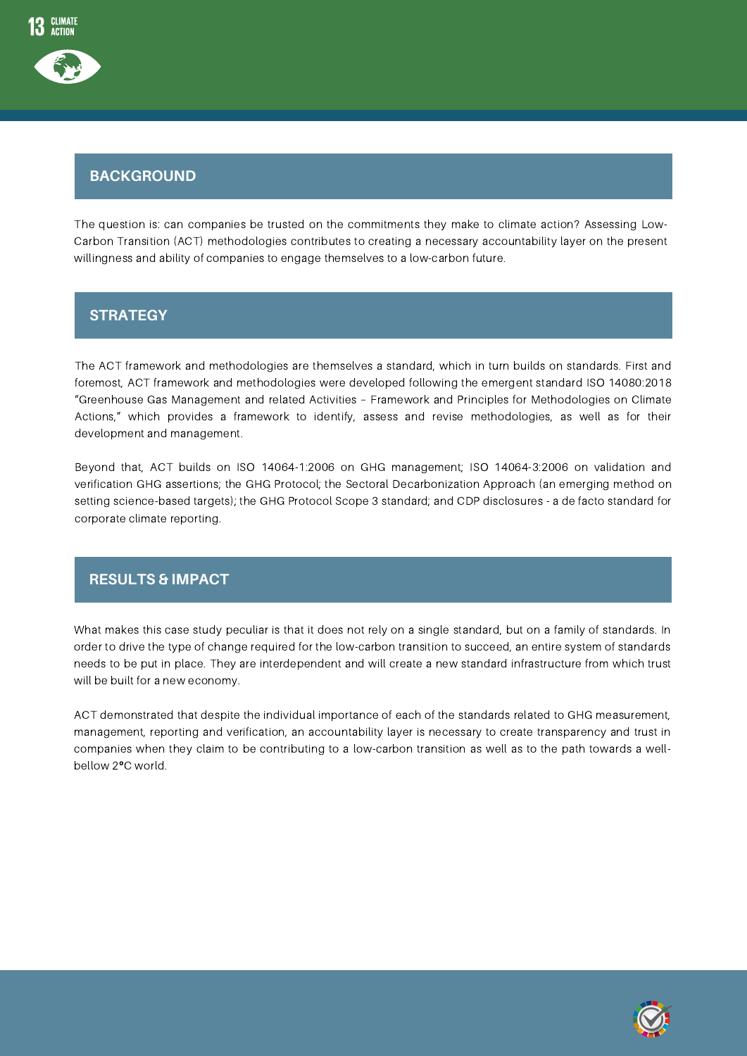## BACKGROUND

The question is: can companies be trusted on the commitments they make to climate action? Assessing Low-Carbon Transition (ACT) methodologies contributes to creating a necessary accountability layer on the present willingness and ability of companies to engage themselves to a low-carbon future.

## STRATEGY

The ACT framework and methodologies are themselves a standard, which in turn builds on standards. First and foremost, ACT framework and methodologies were developed following the emergent standard ISO 14080:2018 "Greenhouse Gas Management and related Activities – Framework and Principles for Methodologies on Climate Actions," which provides a framework to identify, assess and revise methodologies, as well as for their development and management.

Beyond that, ACT builds on ISO 14064-1:2006 on GHG management; ISO 14064-3:2006 on validation and verification GHG assertions; the GHG Protocol; the Sectoral Decarbonization Approach (an emerging method on setting science-based targets); the GHG Protocol Scope 3 standard; and CDP disclosures - a de facto standard for corporate climate reporting.

## RESULTS & IMPACT

What makes this case study peculiar is that it does not rely on a single standard, but on a family of standards. In order to drive the type of change required for the low-carbon transition to succeed, an entire system of standards needs to be put in place. They are interdependent and will create a new standard infrastructure from which trust will be built for a new economy.

ACT demonstrated that despite the individual importance of each of the standards related to GHG measurement, management, reporting and verification, an accountability layer is necessary to create transparency and trust in companies when they claim to be contributing to a low-carbon transition as well as to the path towards a well-bellow 2°C world.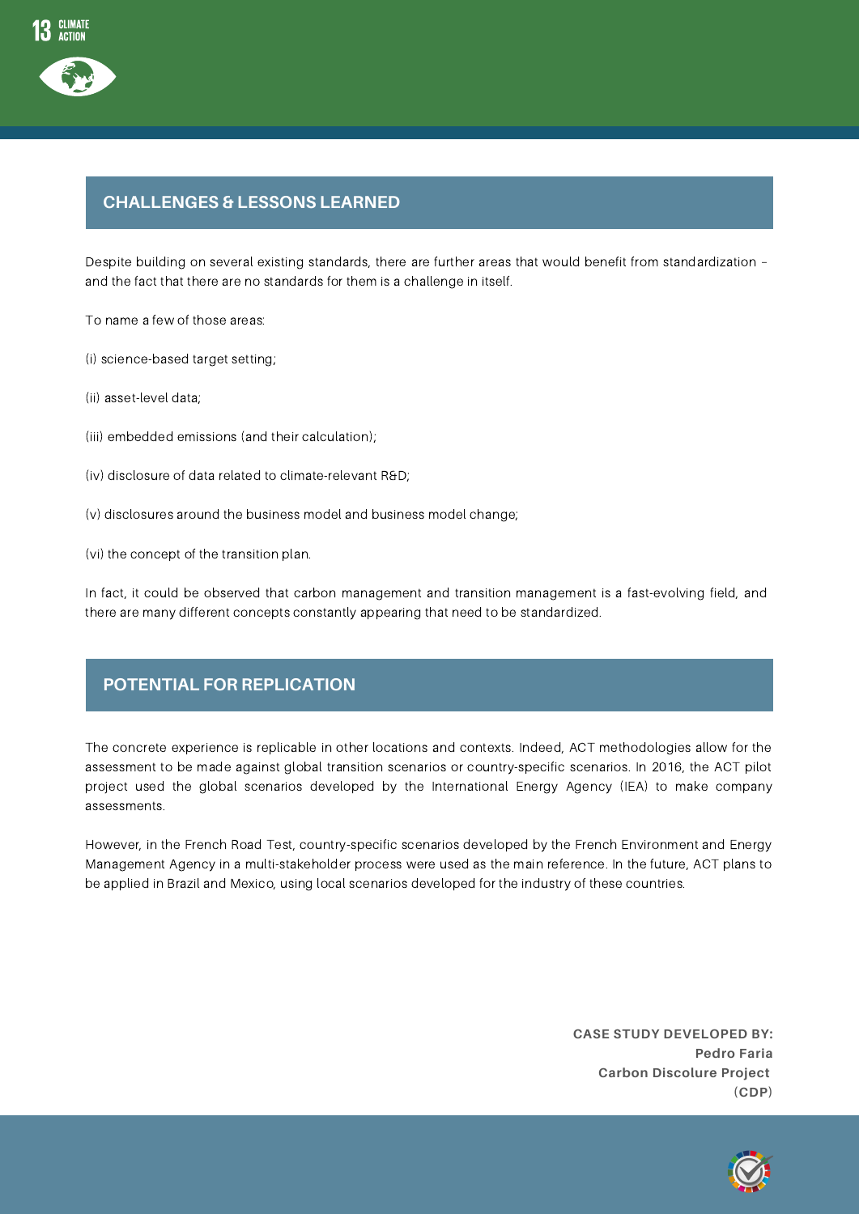## CHALLENGES & LESSONS LEARNED

Despite building on several existing standards, there are further areas that would benefit from standardization – and the fact that there are no standards for them is a challenge in itself.

To name a few of those areas:

(i) science-based target setting;

(ii) asset-level data;

(iii) embedded emissions (and their calculation);

(iv) disclosure of data related to climate-relevant R&D;

(v) disclosures around the business model and business model change;

(vi) the concept of the transition plan.

In fact, it could be observed that carbon management and transition management is a fast-evolving field, and there are many different concepts constantly appearing that need to be standardized.

## POTENTIAL FOR REPLICATION

The concrete experience is replicable in other locations and contexts. Indeed, ACT methodologies allow for the assessment to be made against global transition scenarios or country-specific scenarios. In 2016, the ACT pilot project used the global scenarios developed by the International Energy Agency (IEA) to make company assessments.

However, in the French Road Test, country-specific scenarios developed by the French Environment and Energy Management Agency in a multi-stakeholder process were used as the main reference. In the future, ACT plans to be applied in Brazil and Mexico, using local scenarios developed for the industry of these countries.

**CASE STUDY DEVELOPED BY:**
**Pedro Faria**
**Carbon Discolure Project (CDP)**